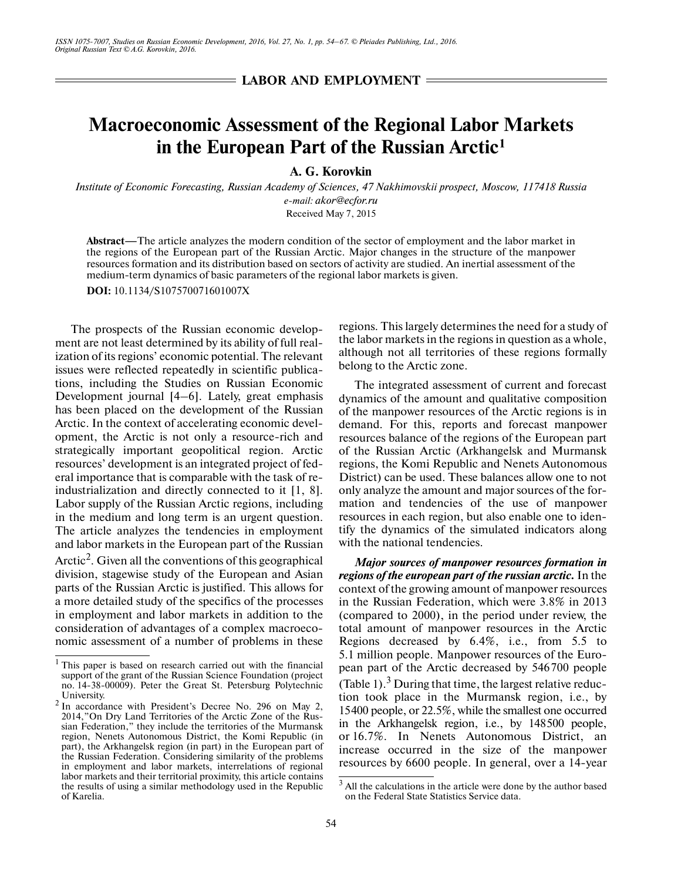## LABOR AND EMPLOYMENT

# Macroeconomic Assessment of the Regional Labor Markets in the European Part of the Russian Arctic[1]

**A. G. Korovkin**

*Institute of Economic Forecasting, Russian Academy of Sciences, 47 Nakhimovskii prospect, Moscow, 117418 Russia*
*e-mail: akor@ecfor.ru*
Received May 7, 2015

**Abstract**—The article analyzes the modern condition of the sector of employment and the labor market in the regions of the European part of the Russian Arctic. Major changes in the structure of the manpower resources formation and its distribution based on sectors of activity are studied. An inertial assessment of the medium-term dynamics of basic parameters of the regional labor markets is given.

**DOI:** 10.1134/S107570071601007X

The prospects of the Russian economic development are not least determined by its ability of full realization of its regions' economic potential. The relevant issues were reflected repeatedly in scientific publications, including the Studies on Russian Economic Development journal [4–6]. Lately, great emphasis has been placed on the development of the Russian Arctic. In the context of accelerating economic development, the Arctic is not only a resource-rich and strategically important geopolitical region. Arctic resources' development is an integrated project of federal importance that is comparable with the task of re-industrialization and directly connected to it [1, 8]. Labor supply of the Russian Arctic regions, including in the medium and long term is an urgent question. The article analyzes the tendencies in employment and labor markets in the European part of the Russian Arctic[2]. Given all the conventions of this geographical division, stagewise study of the European and Asian parts of the Russian Arctic is justified. This allows for a more detailed study of the specifics of the processes in employment and labor markets in addition to the consideration of advantages of a complex macroeconomic assessment of a number of problems in these regions. This largely determines the need for a study of the labor markets in the regions in question as a whole, although not all territories of these regions formally belong to the Arctic zone.

The integrated assessment of current and forecast dynamics of the amount and qualitative composition of the manpower resources of the Arctic regions is in demand. For this, reports and forecast manpower resources balance of the regions of the European part of the Russian Arctic (Arkhangelsk and Murmansk regions, the Komi Republic and Nenets Autonomous District) can be used. These balances allow one to not only analyze the amount and major sources of the formation and tendencies of the use of manpower resources in each region, but also enable one to identify the dynamics of the simulated indicators along with the national tendencies.

***Major sources of manpower resources formation in regions of the european part of the russian arctic.*** In the context of the growing amount of manpower resources in the Russian Federation, which were 3.8% in 2013 (compared to 2000), in the period under review, the total amount of manpower resources in the Arctic Regions decreased by 6.4%, i.e., from 5.5 to 5.1 million people. Manpower resources of the European part of the Arctic decreased by 546700 people (Table 1).[3] During that time, the largest relative reduction took place in the Murmansk region, i.e., by 15400 people, or 22.5%, while the smallest one occurred in the Arkhangelsk region, i.e., by 148500 people, or 16.7%. In Nenets Autonomous District, an increase occurred in the size of the manpower resources by 6600 people. In general, over a 14-year

---

[1] This paper is based on research carried out with the financial support of the grant of the Russian Science Foundation (project no. 14-38-00009). Peter the Great St. Petersburg Polytechnic University.

[2] In accordance with President's Decree No. 296 on May 2, 2014,"On Dry Land Territories of the Arctic Zone of the Russian Federation," they include the territories of the Murmansk region, Nenets Autonomous District, the Komi Republic (in part), the Arkhangelsk region (in part) in the European part of the Russian Federation. Considering similarity of the problems in employment and labor markets, interrelations of regional labor markets and their territorial proximity, this article contains the results of using a similar methodology used in the Republic of Karelia.

[3] All the calculations in the article were done by the author based on the Federal State Statistics Service data.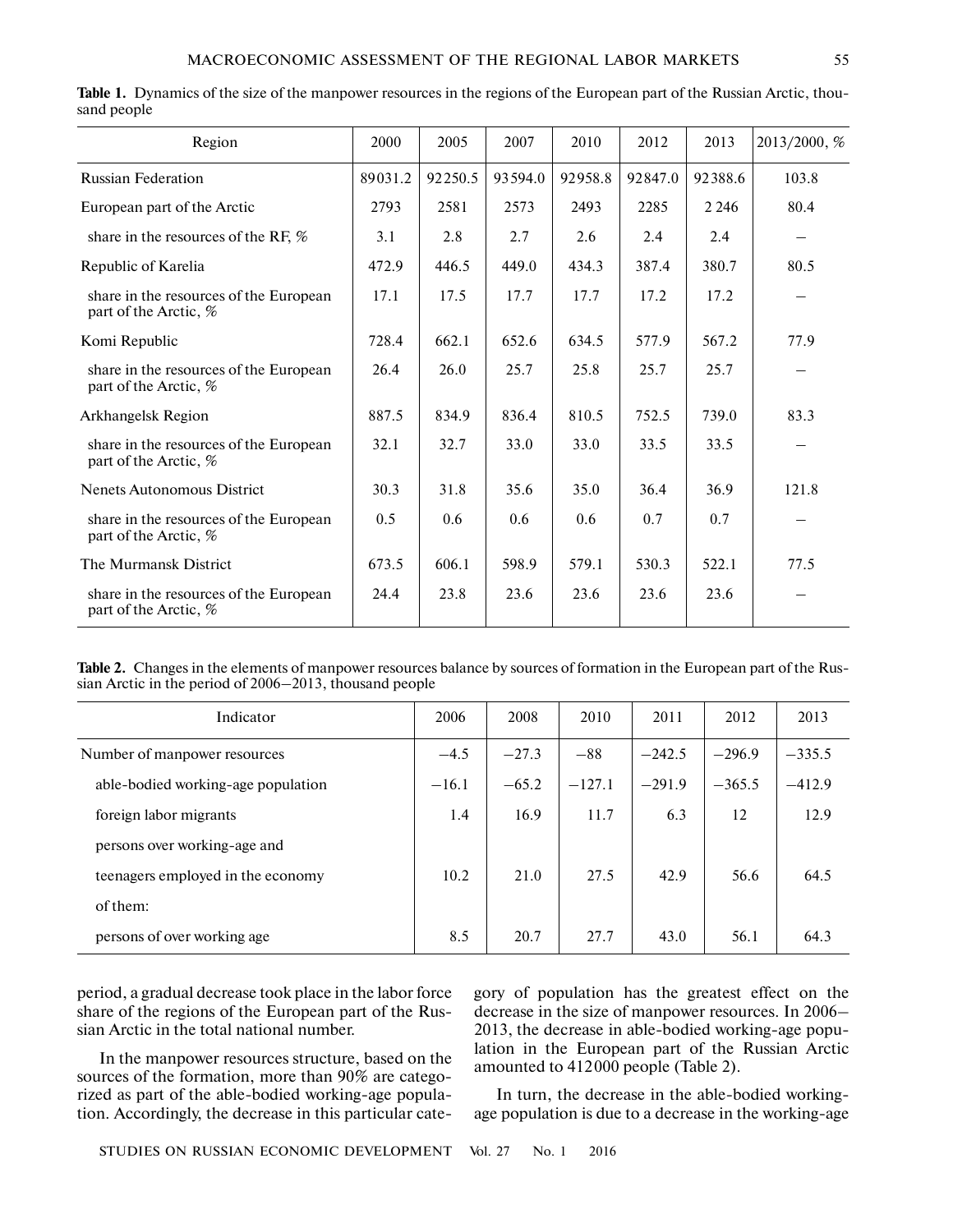**Table 1.** Dynamics of the size of the manpower resources in the regions of the European part of the Russian Arctic, thousand people

| Region | 2000 | 2005 | 2007 | 2010 | 2012 | 2013 | 2013/2000, % |
|---|---|---|---|---|---|---|---|
| Russian Federation | 89031.2 | 92250.5 | 93594.0 | 92958.8 | 92847.0 | 92388.6 | 103.8 |
| European part of the Arctic | 2793 | 2581 | 2573 | 2493 | 2285 | 2 246 | 80.4 |
| share in the resources of the RF, % | 3.1 | 2.8 | 2.7 | 2.6 | 2.4 | 2.4 | – |
| Republic of Karelia | 472.9 | 446.5 | 449.0 | 434.3 | 387.4 | 380.7 | 80.5 |
| share in the resources of the European part of the Arctic, % | 17.1 | 17.5 | 17.7 | 17.7 | 17.2 | 17.2 | – |
| Komi Republic | 728.4 | 662.1 | 652.6 | 634.5 | 577.9 | 567.2 | 77.9 |
| share in the resources of the European part of the Arctic, % | 26.4 | 26.0 | 25.7 | 25.8 | 25.7 | 25.7 | – |
| Arkhangelsk Region | 887.5 | 834.9 | 836.4 | 810.5 | 752.5 | 739.0 | 83.3 |
| share in the resources of the European part of the Arctic, % | 32.1 | 32.7 | 33.0 | 33.0 | 33.5 | 33.5 | – |
| Nenets Autonomous District | 30.3 | 31.8 | 35.6 | 35.0 | 36.4 | 36.9 | 121.8 |
| share in the resources of the European part of the Arctic, % | 0.5 | 0.6 | 0.6 | 0.6 | 0.7 | 0.7 | – |
| The Murmansk District | 673.5 | 606.1 | 598.9 | 579.1 | 530.3 | 522.1 | 77.5 |
| share in the resources of the European part of the Arctic, % | 24.4 | 23.8 | 23.6 | 23.6 | 23.6 | 23.6 | – |

**Table 2.** Changes in the elements of manpower resources balance by sources of formation in the European part of the Russian Arctic in the period of 2006–2013, thousand people

| Indicator | 2006 | 2008 | 2010 | 2011 | 2012 | 2013 |
|---|---|---|---|---|---|---|
| Number of manpower resources | –4.5 | –27.3 | –88 | –242.5 | –296.9 | –335.5 |
| able-bodied working-age population | –16.1 | –65.2 | –127.1 | –291.9 | –365.5 | –412.9 |
| foreign labor migrants | 1.4 | 16.9 | 11.7 | 6.3 | 12 | 12.9 |
| persons over working-age and teenagers employed in the economy | 10.2 | 21.0 | 27.5 | 42.9 | 56.6 | 64.5 |
| of them: | | | | | | |
| persons of over working age | 8.5 | 20.7 | 27.7 | 43.0 | 56.1 | 64.3 |

period, a gradual decrease took place in the labor force share of the regions of the European part of the Russian Arctic in the total national number.

In the manpower resources structure, based on the sources of the formation, more than 90% are categorized as part of the able-bodied working-age population. Accordingly, the decrease in this particular category of population has the greatest effect on the decrease in the size of manpower resources. In 2006–2013, the decrease in able-bodied working-age population in the European part of the Russian Arctic amounted to 412000 people (Table 2).

In turn, the decrease in the able-bodied working-age population is due to a decrease in the working-age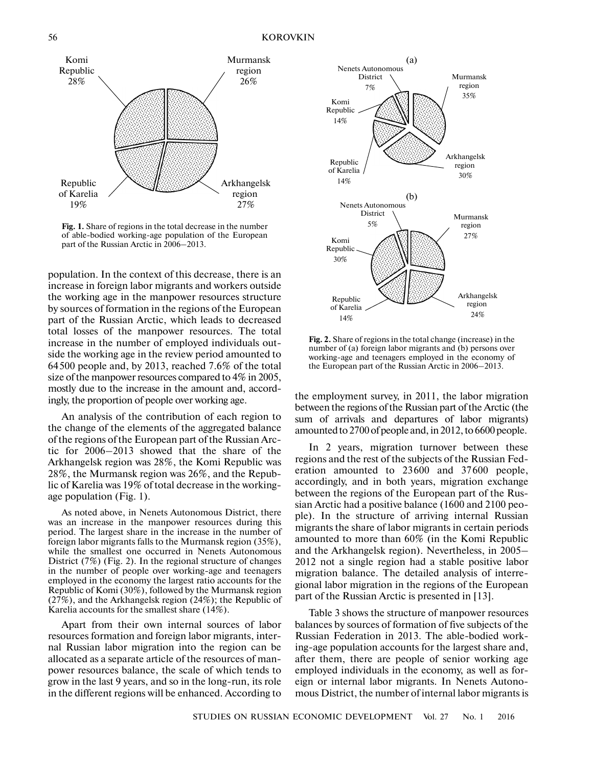Komi Republic 28%

Murmansk region 26%

Republic of Karelia 19%

Arkhangelsk region 27%

**Fig. 1.** Share of regions in the total decrease in the number of able-bodied working-age population of the European part of the Russian Arctic in 2006–2013.

(a)

Nenets Autonomous District 7%

Murmansk region 35%

Komi Republic 14%

Republic of Karelia 14%

Arkhangelsk region 30%

(b)

Nenets Autonomous District 5%

Murmansk region 27%

Komi Republic 30%

Republic of Karelia 14%

Arkhangelsk region 24%

**Fig. 2.** Share of regions in the total change (increase) in the number of (a) foreign labor migrants and (b) persons over working-age and teenagers employed in the economy of the European part of the Russian Arctic in 2006–2013.

population. In the context of this decrease, there is an increase in foreign labor migrants and workers outside the working age in the manpower resources structure by sources of formation in the regions of the European part of the Russian Arctic, which leads to decreased total losses of the manpower resources. The total increase in the number of employed individuals outside the working age in the review period amounted to 64 500 people and, by 2013, reached 7.6% of the total size of the manpower resources compared to 4% in 2005, mostly due to the increase in the amount and, accordingly, the proportion of people over working age.

An analysis of the contribution of each region to the change of the elements of the aggregated balance of the regions of the European part of the Russian Arctic for 2006–2013 showed that the share of the Arkhangelsk region was 28%, the Komi Republic was 28%, the Murmansk region was 26%, and the Republic of Karelia was 19% of total decrease in the working-age population (Fig. 1).

As noted above, in Nenets Autonomous District, there was an increase in the manpower resources during this period. The largest share in the increase in the number of foreign labor migrants falls to the Murmansk region (35%), while the smallest one occurred in Nenets Autonomous District (7%) (Fig. 2). In the regional structure of changes in the number of people over working-age and teenagers employed in the economy the largest ratio accounts for the Republic of Komi (30%), followed by the Murmansk region (27%), and the Arkhangelsk region (24%); the Republic of Karelia accounts for the smallest share (14%).

Apart from their own internal sources of labor resources formation and foreign labor migrants, internal Russian labor migration into the region can be allocated as a separate article of the resources of manpower resources balance, the scale of which tends to grow in the last 9 years, and so in the long-run, its role in the different regions will be enhanced. According to the employment survey, in 2011, the labor migration between the regions of the Russian part of the Arctic (the sum of arrivals and departures of labor migrants) amounted to 2700 of people and, in 2012, to 6600 people.

In 2 years, migration turnover between these regions and the rest of the subjects of the Russian Federation amounted to 23 600 and 37 600 people, accordingly, and in both years, migration exchange between the regions of the European part of the Russian Arctic had a positive balance (1600 and 2100 people). In the structure of arriving internal Russian migrants the share of labor migrants in certain periods amounted to more than 60% (in the Komi Republic and the Arkhangelsk region). Nevertheless, in 2005–2012 not a single region had a stable positive labor migration balance. The detailed analysis of interregional labor migration in the regions of the European part of the Russian Arctic is presented in [13].

Table 3 shows the structure of manpower resources balances by sources of formation of five subjects of the Russian Federation in 2013. The able-bodied working-age population accounts for the largest share and, after them, there are people of senior working age employed individuals in the economy, as well as foreign or internal labor migrants. In Nenets Autonomous District, the number of internal labor migrants is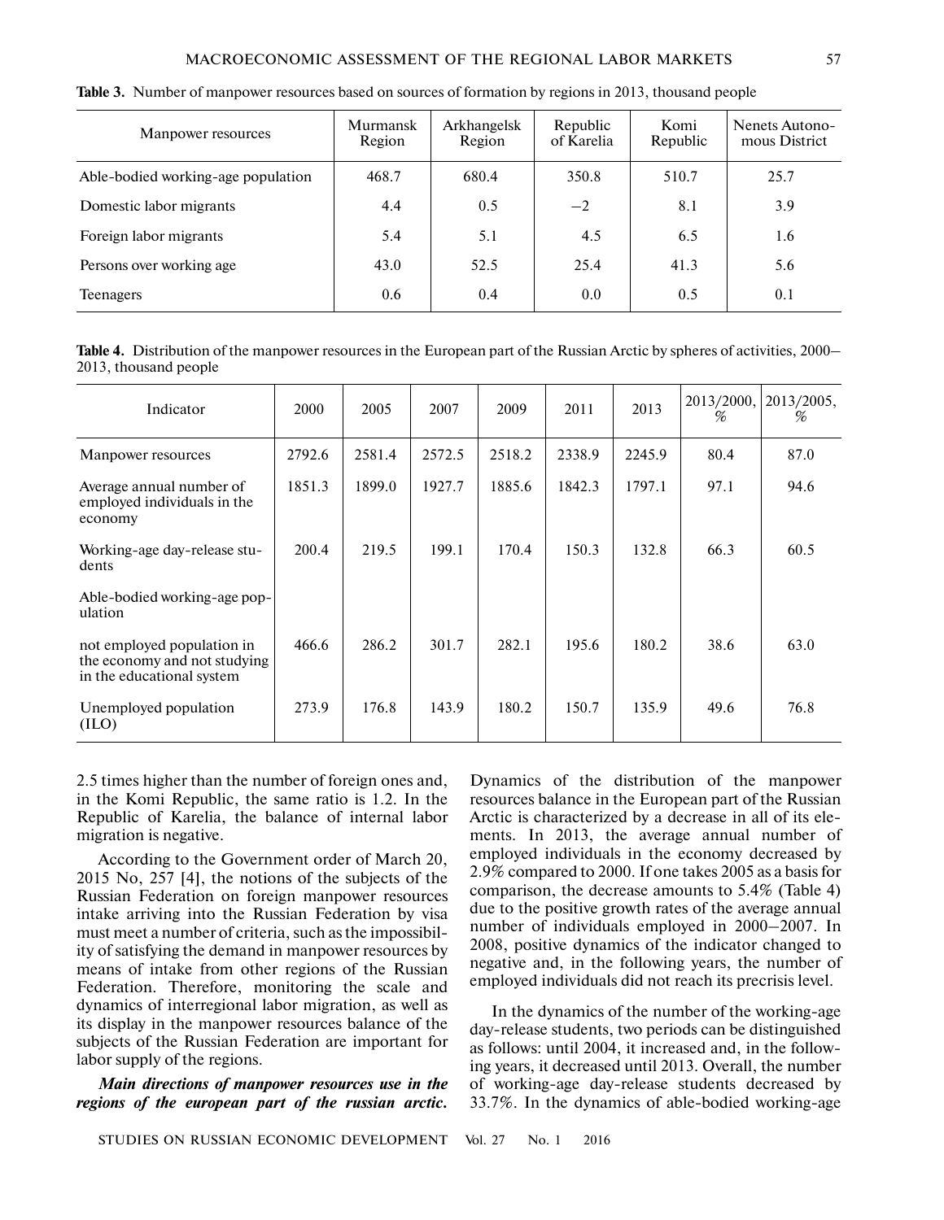**Table 3.** Number of manpower resources based on sources of formation by regions in 2013, thousand people

| Manpower resources | Murmansk Region | Arkhangelsk Region | Republic of Karelia | Komi Republic | Nenets Autonomous District |
|---|---|---|---|---|---|
| Able-bodied working-age population | 468.7 | 680.4 | 350.8 | 510.7 | 25.7 |
| Domestic labor migrants | 4.4 | 0.5 | −2 | 8.1 | 3.9 |
| Foreign labor migrants | 5.4 | 5.1 | 4.5 | 6.5 | 1.6 |
| Persons over working age | 43.0 | 52.5 | 25.4 | 41.3 | 5.6 |
| Teenagers | 0.6 | 0.4 | 0.0 | 0.5 | 0.1 |

**Table 4.** Distribution of the manpower resources in the European part of the Russian Arctic by spheres of activities, 2000–2013, thousand people

| Indicator | 2000 | 2005 | 2007 | 2009 | 2011 | 2013 | 2013/2000, % | 2013/2005, % |
|---|---|---|---|---|---|---|---|---|
| Manpower resources | 2792.6 | 2581.4 | 2572.5 | 2518.2 | 2338.9 | 2245.9 | 80.4 | 87.0 |
| Average annual number of employed individuals in the economy | 1851.3 | 1899.0 | 1927.7 | 1885.6 | 1842.3 | 1797.1 | 97.1 | 94.6 |
| Working-age day-release students | 200.4 | 219.5 | 199.1 | 170.4 | 150.3 | 132.8 | 66.3 | 60.5 |
| Able-bodied working-age population | | | | | | | | |
| not employed population in the economy and not studying in the educational system | 466.6 | 286.2 | 301.7 | 282.1 | 195.6 | 180.2 | 38.6 | 63.0 |
| Unemployed population (ILO) | 273.9 | 176.8 | 143.9 | 180.2 | 150.7 | 135.9 | 49.6 | 76.8 |

2.5 times higher than the number of foreign ones and, in the Komi Republic, the same ratio is 1.2. In the Republic of Karelia, the balance of internal labor migration is negative.

According to the Government order of March 20, 2015 No, 257 [4], the notions of the subjects of the Russian Federation on foreign manpower resources intake arriving into the Russian Federation by visa must meet a number of criteria, such as the impossibility of satisfying the demand in manpower resources by means of intake from other regions of the Russian Federation. Therefore, monitoring the scale and dynamics of interregional labor migration, as well as its display in the manpower resources balance of the subjects of the Russian Federation are important for labor supply of the regions.

***Main directions of manpower resources use in the regions of the european part of the russian arctic.*** Dynamics of the distribution of the manpower resources balance in the European part of the Russian Arctic is characterized by a decrease in all of its elements. In 2013, the average annual number of employed individuals in the economy decreased by 2.9% compared to 2000. If one takes 2005 as a basis for comparison, the decrease amounts to 5.4% (Table 4) due to the positive growth rates of the average annual number of individuals employed in 2000–2007. In 2008, positive dynamics of the indicator changed to negative and, in the following years, the number of employed individuals did not reach its precrisis level.

In the dynamics of the number of the working-age day-release students, two periods can be distinguished as follows: until 2004, it increased and, in the following years, it decreased until 2013. Overall, the number of working-age day-release students decreased by 33.7%. In the dynamics of able-bodied working-age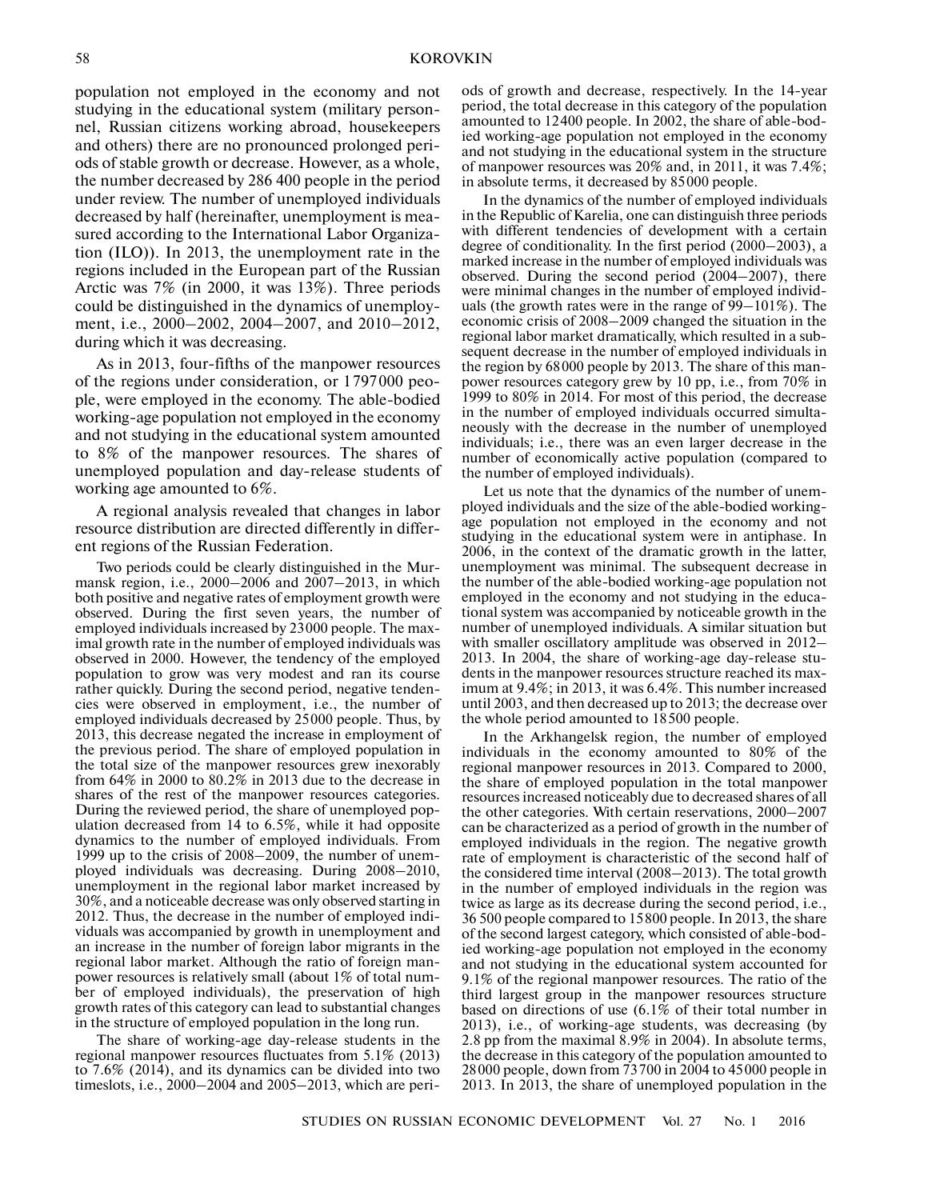population not employed in the economy and not studying in the educational system (military personnel, Russian citizens working abroad, housekeepers and others) there are no pronounced prolonged periods of stable growth or decrease. However, as a whole, the number decreased by 286 400 people in the period under review. The number of unemployed individuals decreased by half (hereinafter, unemployment is measured according to the International Labor Organization (ILO)). In 2013, the unemployment rate in the regions included in the European part of the Russian Arctic was 7% (in 2000, it was 13%). Three periods could be distinguished in the dynamics of unemployment, i.e., 2000–2002, 2004–2007, and 2010–2012, during which it was decreasing.

As in 2013, four-fifths of the manpower resources of the regions under consideration, or 1797000 people, were employed in the economy. The able-bodied working-age population not employed in the economy and not studying in the educational system amounted to 8% of the manpower resources. The shares of unemployed population and day-release students of working age amounted to 6%.

A regional analysis revealed that changes in labor resource distribution are directed differently in different regions of the Russian Federation.

Two periods could be clearly distinguished in the Murmansk region, i.e., 2000–2006 and 2007–2013, in which both positive and negative rates of employment growth were observed. During the first seven years, the number of employed individuals increased by 23000 people. The maximal growth rate in the number of employed individuals was observed in 2000. However, the tendency of the employed population to grow was very modest and ran its course rather quickly. During the second period, negative tendencies were observed in employment, i.e., the number of employed individuals decreased by 25000 people. Thus, by 2013, this decrease negated the increase in employment of the previous period. The share of employed population in the total size of the manpower resources grew inexorably from 64% in 2000 to 80.2% in 2013 due to the decrease in shares of the rest of the manpower resources categories. During the reviewed period, the share of unemployed population decreased from 14 to 6.5%, while it had opposite dynamics to the number of employed individuals. From 1999 up to the crisis of 2008–2009, the number of unemployed individuals was decreasing. During 2008–2010, unemployment in the regional labor market increased by 30%, and a noticeable decrease was only observed starting in 2012. Thus, the decrease in the number of employed individuals was accompanied by growth in unemployment and an increase in the number of foreign labor migrants in the regional labor market. Although the ratio of foreign manpower resources is relatively small (about 1% of total number of employed individuals), the preservation of high growth rates of this category can lead to substantial changes in the structure of employed population in the long run.

The share of working-age day-release students in the regional manpower resources fluctuates from 5.1% (2013) to 7.6% (2014), and its dynamics can be divided into two timeslots, i.e., 2000–2004 and 2005–2013, which are periods of growth and decrease, respectively. In the 14-year period, the total decrease in this category of the population amounted to 12400 people. In 2002, the share of able-bodied working-age population not employed in the economy and not studying in the educational system in the structure of manpower resources was 20% and, in 2011, it was 7.4%; in absolute terms, it decreased by 85000 people.

In the dynamics of the number of employed individuals in the Republic of Karelia, one can distinguish three periods with different tendencies of development with a certain degree of conditionality. In the first period (2000–2003), a marked increase in the number of employed individuals was observed. During the second period (2004–2007), there were minimal changes in the number of employed individuals (the growth rates were in the range of 99–101%). The economic crisis of 2008–2009 changed the situation in the regional labor market dramatically, which resulted in a subsequent decrease in the number of employed individuals in the region by 68000 people by 2013. The share of this manpower resources category grew by 10 pp, i.e., from 70% in 1999 to 80% in 2014. For most of this period, the decrease in the number of employed individuals occurred simultaneously with the decrease in the number of unemployed individuals; i.e., there was an even larger decrease in the number of economically active population (compared to the number of employed individuals).

Let us note that the dynamics of the number of unemployed individuals and the size of the able-bodied working-age population not employed in the economy and not studying in the educational system were in antiphase. In 2006, in the context of the dramatic growth in the latter, unemployment was minimal. The subsequent decrease in the number of the able-bodied working-age population not employed in the economy and not studying in the educational system was accompanied by noticeable growth in the number of unemployed individuals. A similar situation but with smaller oscillatory amplitude was observed in 2012–2013. In 2004, the share of working-age day-release students in the manpower resources structure reached its maximum at 9.4%; in 2013, it was 6.4%. This number increased until 2003, and then decreased up to 2013; the decrease over the whole period amounted to 18500 people.

In the Arkhangelsk region, the number of employed individuals in the economy amounted to 80% of the regional manpower resources in 2013. Compared to 2000, the share of employed population in the total manpower resources increased noticeably due to decreased shares of all the other categories. With certain reservations, 2000–2007 can be characterized as a period of growth in the number of employed individuals in the region. The negative growth rate of employment is characteristic of the second half of the considered time interval (2008–2013). The total growth in the number of employed individuals in the region was twice as large as its decrease during the second period, i.e., 36 500 people compared to 15800 people. In 2013, the share of the second largest category, which consisted of able-bodied working-age population not employed in the economy and not studying in the educational system accounted for 9.1% of the regional manpower resources. The ratio of the third largest group in the manpower resources structure based on directions of use (6.1% of their total number in 2013), i.e., of working-age students, was decreasing (by 2.8 pp from the maximal 8.9% in 2004). In absolute terms, the decrease in this category of the population amounted to 28000 people, down from 73700 in 2004 to 45000 people in 2013. In 2013, the share of unemployed population in the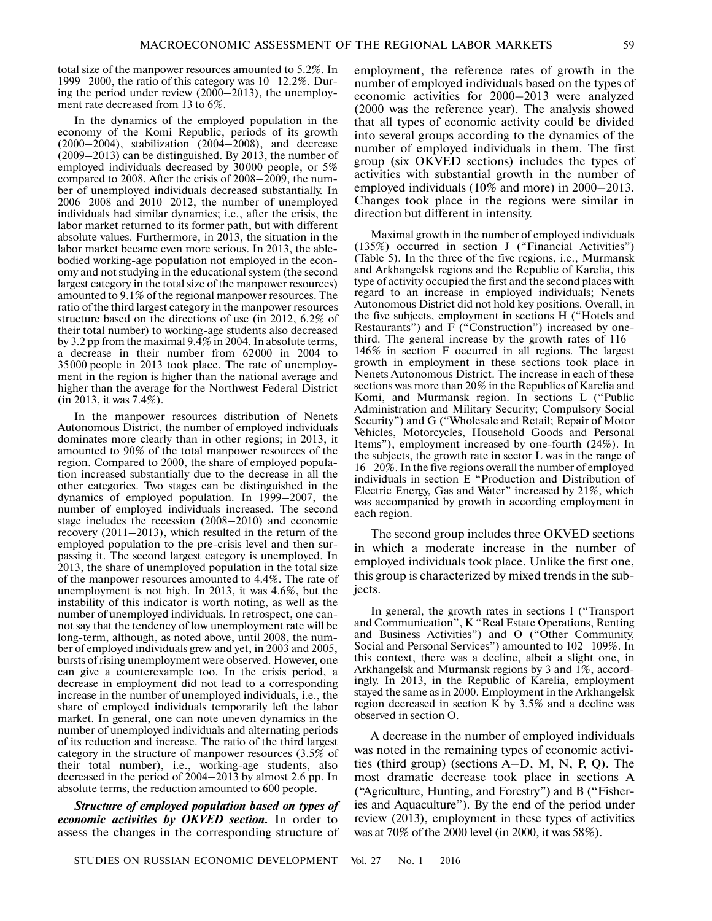total size of the manpower resources amounted to 5.2%. In 1999–2000, the ratio of this category was 10–12.2%. During the period under review (2000–2013), the unemployment rate decreased from 13 to 6%.

In the dynamics of the employed population in the economy of the Komi Republic, periods of its growth (2000–2004), stabilization (2004–2008), and decrease (2009–2013) can be distinguished. By 2013, the number of employed individuals decreased by 30 000 people, or 5% compared to 2008. After the crisis of 2008–2009, the number of unemployed individuals decreased substantially. In 2006–2008 and 2010–2012, the number of unemployed individuals had similar dynamics; i.e., after the crisis, the labor market returned to its former path, but with different absolute values. Furthermore, in 2013, the situation in the labor market became even more serious. In 2013, the able-bodied working-age population not employed in the economy and not studying in the educational system (the second largest category in the total size of the manpower resources) amounted to 9.1% of the regional manpower resources. The ratio of the third largest category in the manpower resources structure based on the directions of use (in 2012, 6.2% of their total number) to working-age students also decreased by 3.2 pp from the maximal 9.4% in 2004. In absolute terms, a decrease in their number from 62 000 in 2004 to 35 000 people in 2013 took place. The rate of unemployment in the region is higher than the national average and higher than the average for the Northwest Federal District (in 2013, it was 7.4%).

In the manpower resources distribution of Nenets Autonomous District, the number of employed individuals dominates more clearly than in other regions; in 2013, it amounted to 90% of the total manpower resources of the region. Compared to 2000, the share of employed population increased substantially due to the decrease in all the other categories. Two stages can be distinguished in the dynamics of employed population. In 1999–2007, the number of employed individuals increased. The second stage includes the recession (2008–2010) and economic recovery (2011–2013), which resulted in the return of the employed population to the pre-crisis level and then surpassing it. The second largest category is unemployed. In 2013, the share of unemployed population in the total size of the manpower resources amounted to 4.4%. The rate of unemployment is not high. In 2013, it was 4.6%, but the instability of this indicator is worth noting, as well as the number of unemployed individuals. In retrospect, one cannot say that the tendency of low unemployment rate will be long-term, although, as noted above, until 2008, the number of employed individuals grew and yet, in 2003 and 2005, bursts of rising unemployment were observed. However, one can give a counterexample too. In the crisis period, a decrease in employment did not lead to a corresponding increase in the number of unemployed individuals, i.e., the share of employed individuals temporarily left the labor market. In general, one can note uneven dynamics in the number of unemployed individuals and alternating periods of its reduction and increase. The ratio of the third largest category in the structure of manpower resources (3.5% of their total number), i.e., working-age students, also decreased in the period of 2004–2013 by almost 2.6 pp. In absolute terms, the reduction amounted to 600 people.

***Structure of employed population based on types of economic activities by OKVED section.*** In order to assess the changes in the corresponding structure of employment, the reference rates of growth in the number of employed individuals based on the types of economic activities for 2000–2013 were analyzed (2000 was the reference year). The analysis showed that all types of economic activity could be divided into several groups according to the dynamics of the number of employed individuals in them. The first group (six OKVED sections) includes the types of activities with substantial growth in the number of employed individuals (10% and more) in 2000–2013. Changes took place in the regions were similar in direction but different in intensity.

Maximal growth in the number of employed individuals (135%) occurred in section J ("Financial Activities") (Table 5). In the three of the five regions, i.e., Murmansk and Arkhangelsk regions and the Republic of Karelia, this type of activity occupied the first and the second places with regard to an increase in employed individuals; Nenets Autonomous District did not hold key positions. Overall, in the five subjects, employment in sections H ("Hotels and Restaurants") and F ("Construction") increased by one-third. The general increase by the growth rates of 116–146% in section F occurred in all regions. The largest growth in employment in these sections took place in Nenets Autonomous District. The increase in each of these sections was more than 20% in the Republics of Karelia and Komi, and Murmansk region. In sections L ("Public Administration and Military Security; Compulsory Social Security") and G ("Wholesale and Retail; Repair of Motor Vehicles, Motorcycles, Household Goods and Personal Items"), employment increased by one-fourth (24%). In the subjects, the growth rate in sector L was in the range of 16–20%. In the five regions overall the number of employed individuals in section E "Production and Distribution of Electric Energy, Gas and Water" increased by 21%, which was accompanied by growth in according employment in each region.

The second group includes three OKVED sections in which a moderate increase in the number of employed individuals took place. Unlike the first one, this group is characterized by mixed trends in the subjects.

In general, the growth rates in sections I ("Transport and Communication", K "Real Estate Operations, Renting and Business Activities") and O ("Other Community, Social and Personal Services") amounted to 102–109%. In this context, there was a decline, albeit a slight one, in Arkhangelsk and Murmansk regions by 3 and 1%, accordingly. In 2013, in the Republic of Karelia, employment stayed the same as in 2000. Employment in the Arkhangelsk region decreased in section K by 3.5% and a decline was observed in section O.

A decrease in the number of employed individuals was noted in the remaining types of economic activities (third group) (sections A–D, M, N, P, Q). The most dramatic decrease took place in sections A ("Agriculture, Hunting, and Forestry") and B ("Fisheries and Aquaculture"). By the end of the period under review (2013), employment in these types of activities was at 70% of the 2000 level (in 2000, it was 58%).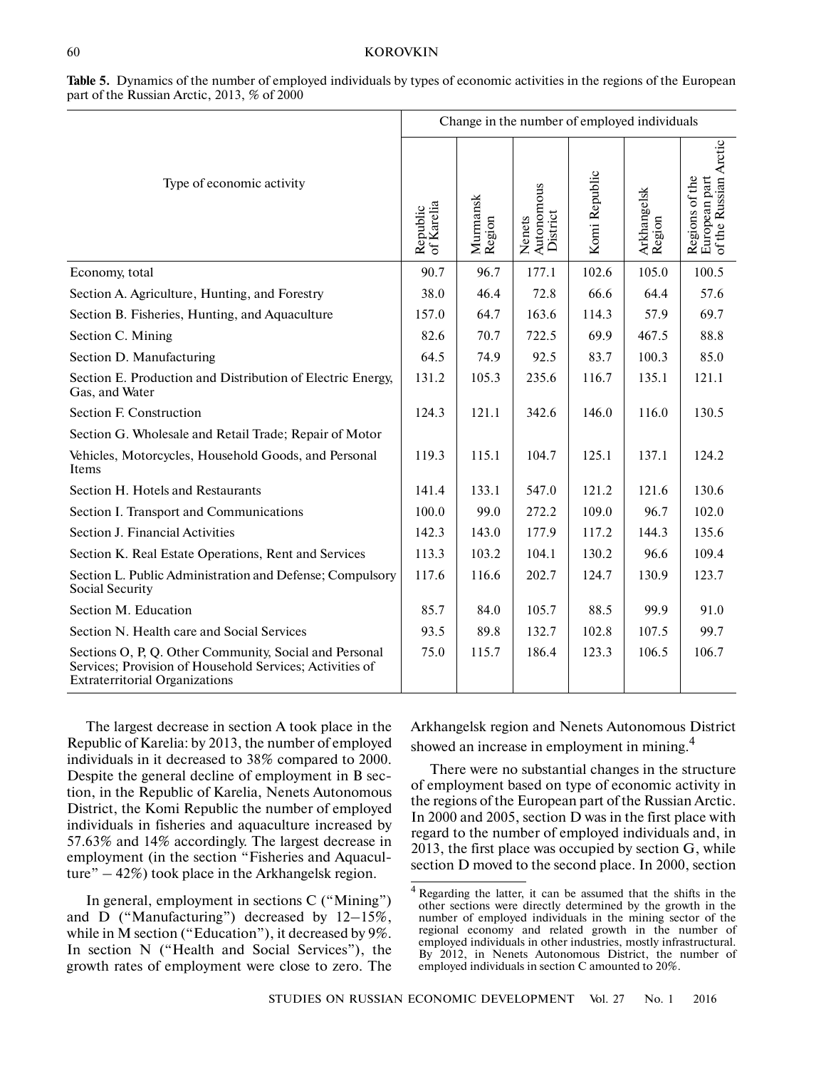**Table 5.** Dynamics of the number of employed individuals by types of economic activities in the regions of the European part of the Russian Arctic, 2013, % of 2000

| Type of economic activity | Change in the number of employed individuals | | | | | |
|---|---|---|---|---|---|---|
| | Republic of Karelia | Murmansk Region | Nenets Autonomous District | Komi Republic | Arkhangelsk Region | Regions of the European part of the Russian Arctic |
| Economy, total | 90.7 | 96.7 | 177.1 | 102.6 | 105.0 | 100.5 |
| Section A. Agriculture, Hunting, and Forestry | 38.0 | 46.4 | 72.8 | 66.6 | 64.4 | 57.6 |
| Section B. Fisheries, Hunting, and Aquaculture | 157.0 | 64.7 | 163.6 | 114.3 | 57.9 | 69.7 |
| Section C. Mining | 82.6 | 70.7 | 722.5 | 69.9 | 467.5 | 88.8 |
| Section D. Manufacturing | 64.5 | 74.9 | 92.5 | 83.7 | 100.3 | 85.0 |
| Section E. Production and Distribution of Electric Energy, Gas, and Water | 131.2 | 105.3 | 235.6 | 116.7 | 135.1 | 121.1 |
| Section F. Construction | 124.3 | 121.1 | 342.6 | 146.0 | 116.0 | 130.5 |
| Section G. Wholesale and Retail Trade; Repair of Motor Vehicles, Motorcycles, Household Goods, and Personal Items | 119.3 | 115.1 | 104.7 | 125.1 | 137.1 | 124.2 |
| Section H. Hotels and Restaurants | 141.4 | 133.1 | 547.0 | 121.2 | 121.6 | 130.6 |
| Section I. Transport and Communications | 100.0 | 99.0 | 272.2 | 109.0 | 96.7 | 102.0 |
| Section J. Financial Activities | 142.3 | 143.0 | 177.9 | 117.2 | 144.3 | 135.6 |
| Section K. Real Estate Operations, Rent and Services | 113.3 | 103.2 | 104.1 | 130.2 | 96.6 | 109.4 |
| Section L. Public Administration and Defense; Compulsory Social Security | 117.6 | 116.6 | 202.7 | 124.7 | 130.9 | 123.7 |
| Section M. Education | 85.7 | 84.0 | 105.7 | 88.5 | 99.9 | 91.0 |
| Section N. Health care and Social Services | 93.5 | 89.8 | 132.7 | 102.8 | 107.5 | 99.7 |
| Sections O, P, Q. Other Community, Social and Personal Services; Provision of Household Services; Activities of Extraterritorial Organizations | 75.0 | 115.7 | 186.4 | 123.3 | 106.5 | 106.7 |

The largest decrease in section A took place in the Republic of Karelia: by 2013, the number of employed individuals in it decreased to 38% compared to 2000. Despite the general decline of employment in B section, in the Republic of Karelia, Nenets Autonomous District, the Komi Republic the number of employed individuals in fisheries and aquaculture increased by 57.63% and 14% accordingly. The largest decrease in employment (in the section "Fisheries and Aquaculture" – 42%) took place in the Arkhangelsk region.

In general, employment in sections C ("Mining") and D ("Manufacturing") decreased by 12–15%, while in M section ("Education"), it decreased by 9%. In section N ("Health and Social Services"), the growth rates of employment were close to zero. The Arkhangelsk region and Nenets Autonomous District showed an increase in employment in mining.[4]

There were no substantial changes in the structure of employment based on type of economic activity in the regions of the European part of the Russian Arctic. In 2000 and 2005, section D was in the first place with regard to the number of employed individuals and, in 2013, the first place was occupied by section G, while section D moved to the second place. In 2000, section

[4] Regarding the latter, it can be assumed that the shifts in the other sections were directly determined by the growth in the number of employed individuals in the mining sector of the regional economy and related growth in the number of employed individuals in other industries, mostly infrastructural. By 2012, in Nenets Autonomous District, the number of employed individuals in section C amounted to 20%.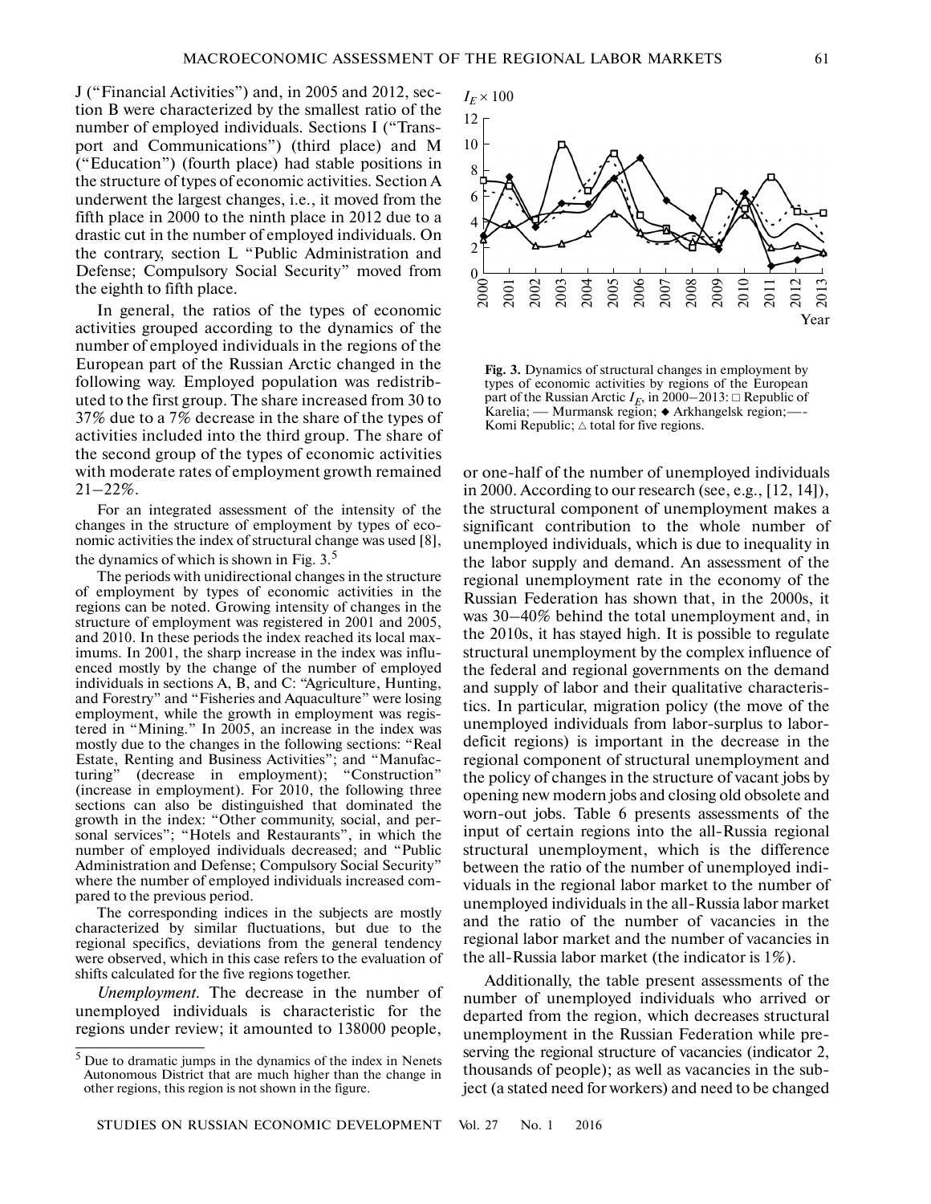J ("Financial Activities") and, in 2005 and 2012, section B were characterized by the smallest ratio of the number of employed individuals. Sections I ("Transport and Communications") (third place) and M ("Education") (fourth place) had stable positions in the structure of types of economic activities. Section A underwent the largest changes, i.e., it moved from the fifth place in 2000 to the ninth place in 2012 due to a drastic cut in the number of employed individuals. On the contrary, section L "Public Administration and Defense; Compulsory Social Security" moved from the eighth to fifth place.

In general, the ratios of the types of economic activities grouped according to the dynamics of the number of employed individuals in the regions of the European part of the Russian Arctic changed in the following way. Employed population was redistributed to the first group. The share increased from 30 to 37% due to a 7% decrease in the share of the types of activities included into the third group. The share of the second group of the types of economic activities with moderate rates of employment growth remained 21–22%.

For an integrated assessment of the intensity of the changes in the structure of employment by types of economic activities the index of structural change was used [8], the dynamics of which is shown in Fig. 3.[5]

The periods with unidirectional changes in the structure of employment by types of economic activities in the regions can be noted. Growing intensity of changes in the structure of employment was registered in 2001 and 2005, and 2010. In these periods the index reached its local maximums. In 2001, the sharp increase in the index was influenced mostly by the change of the number of employed individuals in sections A, B, and C: "Agriculture, Hunting, and Forestry" and "Fisheries and Aquaculture" were losing employment, while the growth in employment was registered in "Mining." In 2005, an increase in the index was mostly due to the changes in the following sections: "Real Estate, Renting and Business Activities"; and "Manufacturing" (decrease in employment); "Construction" (increase in employment). For 2010, the following three sections can also be distinguished that dominated the growth in the index: "Other community, social, and personal services"; "Hotels and Restaurants", in which the number of employed individuals decreased; and "Public Administration and Defense; Compulsory Social Security" where the number of employed individuals increased compared to the previous period.

The corresponding indices in the subjects are mostly characterized by similar fluctuations, but due to the regional specifics, deviations from the general tendency were observed, which in this case refers to the evaluation of shifts calculated for the five regions together.

*Unemployment.* The decrease in the number of unemployed individuals is characteristic for the regions under review; it amounted to 138000 people, or one-half of the number of unemployed individuals in 2000. According to our research (see, e.g., [12, 14]), the structural component of unemployment makes a significant contribution to the whole number of unemployed individuals, which is due to inequality in the labor supply and demand. An assessment of the regional unemployment rate in the economy of the Russian Federation has shown that, in the 2000s, it was 30–40% behind the total unemployment and, in the 2010s, it has stayed high. It is possible to regulate structural unemployment by the complex influence of the federal and regional governments on the demand and supply of labor and their qualitative characteristics. In particular, migration policy (the move of the unemployed individuals from labor-surplus to labor-deficit regions) is important in the decrease in the regional component of structural unemployment and the policy of changes in the structure of vacant jobs by opening new modern jobs and closing old obsolete and worn-out jobs. Table 6 presents assessments of the input of certain regions into the all-Russia regional structural unemployment, which is the difference between the ratio of the number of unemployed individuals in the regional labor market to the number of unemployed individuals in the all-Russia labor market and the ratio of the number of vacancies in the regional labor market and the number of vacancies in the all-Russia labor market (the indicator is 1%).

Additionally, the table present assessments of the number of unemployed individuals who arrived or departed from the region, which decreases structural unemployment in the Russian Federation while preserving the regional structure of vacancies (indicator 2, thousands of people); as well as vacancies in the subject (a stated need for workers) and need to be changed

**Fig. 3.** Dynamics of structural changes in employment by types of economic activities by regions of the European part of the Russian Arctic $I_E$, in 2000–2013: □ Republic of Karelia; — Murmansk region; ◆ Arkhangelsk region; ---- Komi Republic; △ total for five regions.

[5] Due to dramatic jumps in the dynamics of the index in Nenets Autonomous District that are much higher than the change in other regions, this region is not shown in the figure.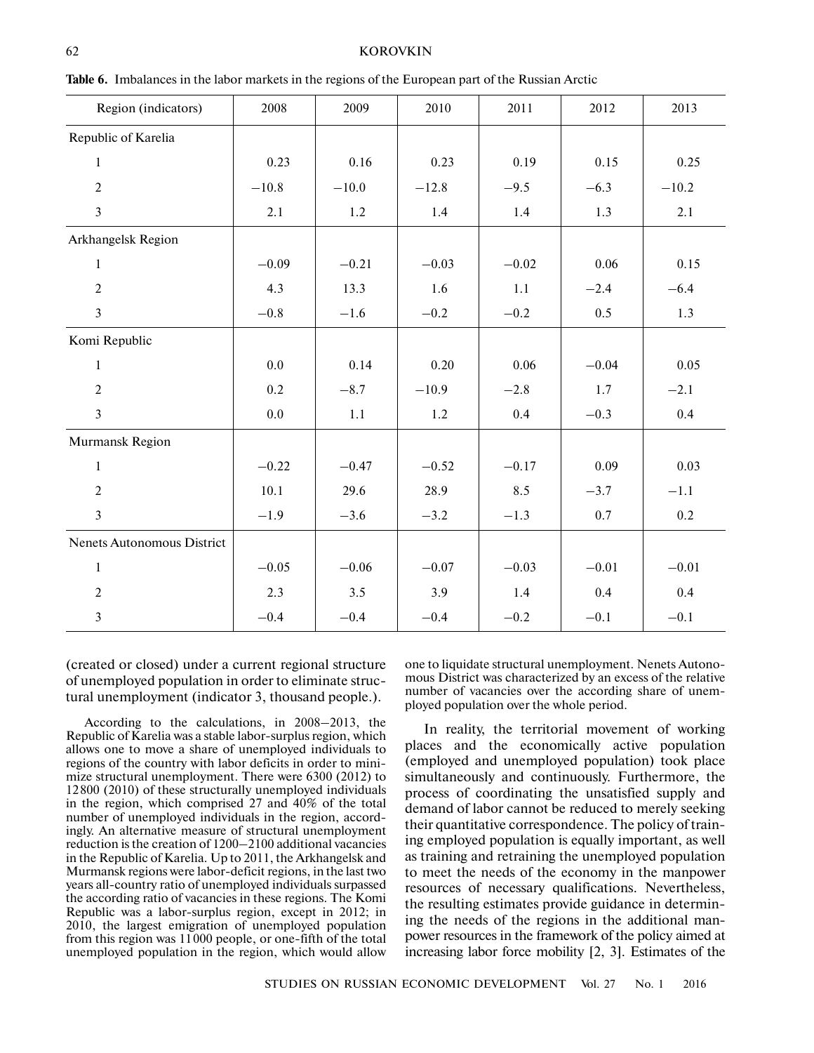**Table 6.** Imbalances in the labor markets in the regions of the European part of the Russian Arctic

| Region (indicators) | 2008 | 2009 | 2010 | 2011 | 2012 | 2013 |
|---|---|---|---|---|---|---|
| Republic of Karelia | | | | | | |
| 1 | 0.23 | 0.16 | 0.23 | 0.19 | 0.15 | 0.25 |
| 2 | −10.8 | −10.0 | −12.8 | −9.5 | −6.3 | −10.2 |
| 3 | 2.1 | 1.2 | 1.4 | 1.4 | 1.3 | 2.1 |
| Arkhangelsk Region | | | | | | |
| 1 | −0.09 | −0.21 | −0.03 | −0.02 | 0.06 | 0.15 |
| 2 | 4.3 | 13.3 | 1.6 | 1.1 | −2.4 | −6.4 |
| 3 | −0.8 | −1.6 | −0.2 | −0.2 | 0.5 | 1.3 |
| Komi Republic | | | | | | |
| 1 | 0.0 | 0.14 | 0.20 | 0.06 | −0.04 | 0.05 |
| 2 | 0.2 | −8.7 | −10.9 | −2.8 | 1.7 | −2.1 |
| 3 | 0.0 | 1.1 | 1.2 | 0.4 | −0.3 | 0.4 |
| Murmansk Region | | | | | | |
| 1 | −0.22 | −0.47 | −0.52 | −0.17 | 0.09 | 0.03 |
| 2 | 10.1 | 29.6 | 28.9 | 8.5 | −3.7 | −1.1 |
| 3 | −1.9 | −3.6 | −3.2 | −1.3 | 0.7 | 0.2 |
| Nenets Autonomous District | | | | | | |
| 1 | −0.05 | −0.06 | −0.07 | −0.03 | −0.01 | −0.01 |
| 2 | 2.3 | 3.5 | 3.9 | 1.4 | 0.4 | 0.4 |
| 3 | −0.4 | −0.4 | −0.4 | −0.2 | −0.1 | −0.1 |

(created or closed) under a current regional structure of unemployed population in order to eliminate structural unemployment (indicator 3, thousand people.).

According to the calculations, in 2008–2013, the Republic of Karelia was a stable labor-surplus region, which allows one to move a share of unemployed individuals to regions of the country with labor deficits in order to minimize structural unemployment. There were 6300 (2012) to 12800 (2010) of these structurally unemployed individuals in the region, which comprised 27 and 40% of the total number of unemployed individuals in the region, accordingly. An alternative measure of structural unemployment reduction is the creation of 1200–2100 additional vacancies in the Republic of Karelia. Up to 2011, the Arkhangelsk and Murmansk regions were labor-deficit regions, in the last two years all-country ratio of unemployed individuals surpassed the according ratio of vacancies in these regions. The Komi Republic was a labor-surplus region, except in 2012; in 2010, the largest emigration of unemployed population from this region was 11000 people, or one-fifth of the total unemployed population in the region, which would allow one to liquidate structural unemployment. Nenets Autonomous District was characterized by an excess of the relative number of vacancies over the according share of unemployed population over the whole period.

In reality, the territorial movement of working places and the economically active population (employed and unemployed population) took place simultaneously and continuously. Furthermore, the process of coordinating the unsatisfied supply and demand of labor cannot be reduced to merely seeking their quantitative correspondence. The policy of training employed population is equally important, as well as training and retraining the unemployed population to meet the needs of the economy in the manpower resources of necessary qualifications. Nevertheless, the resulting estimates provide guidance in determining the needs of the regions in the additional manpower resources in the framework of the policy aimed at increasing labor force mobility [2, 3]. Estimates of the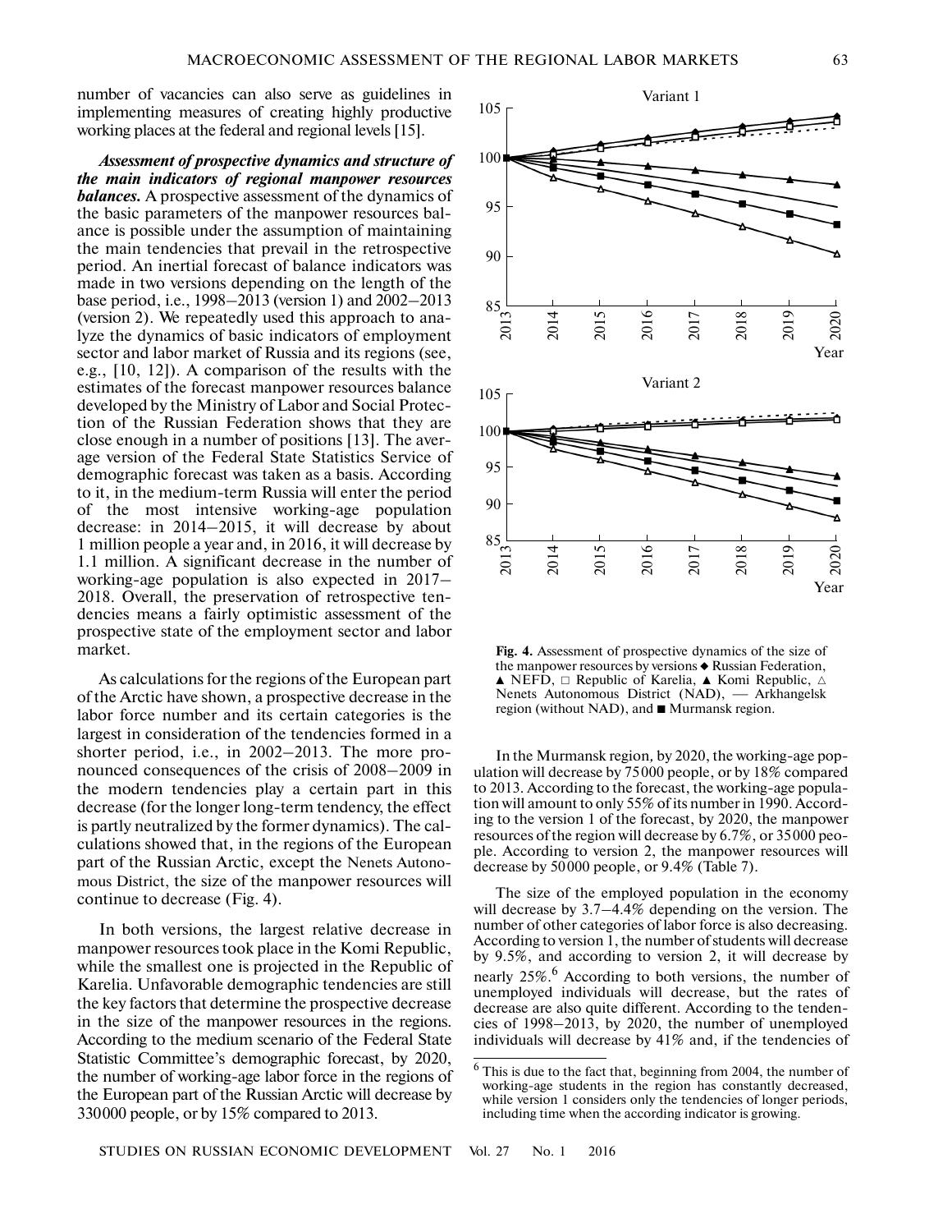number of vacancies can also serve as guidelines in implementing measures of creating highly productive working places at the federal and regional levels [15].

***Assessment of prospective dynamics and structure of the main indicators of regional manpower resources balances.*** A prospective assessment of the dynamics of the basic parameters of the manpower resources balance is possible under the assumption of maintaining the main tendencies that prevail in the retrospective period. An inertial forecast of balance indicators was made in two versions depending on the length of the base period, i.e., 1998–2013 (version 1) and 2002–2013 (version 2). We repeatedly used this approach to analyze the dynamics of basic indicators of employment sector and labor market of Russia and its regions (see, e.g., [10, 12]). A comparison of the results with the estimates of the forecast manpower resources balance developed by the Ministry of Labor and Social Protection of the Russian Federation shows that they are close enough in a number of positions [13]. The average version of the Federal State Statistics Service of demographic forecast was taken as a basis. According to it, in the medium-term Russia will enter the period of the most intensive working-age population decrease: in 2014–2015, it will decrease by about 1 million people a year and, in 2016, it will decrease by 1.1 million. A significant decrease in the number of working-age population is also expected in 2017–2018. Overall, the preservation of retrospective tendencies means a fairly optimistic assessment of the prospective state of the employment sector and labor market.

As calculations for the regions of the European part of the Arctic have shown, a prospective decrease in the labor force number and its certain categories is the largest in consideration of the tendencies formed in a shorter period, i.e., in 2002–2013. The more pronounced consequences of the crisis of 2008–2009 in the modern tendencies play a certain part in this decrease (for the longer long-term tendency, the effect is partly neutralized by the former dynamics). The calculations showed that, in the regions of the European part of the Russian Arctic, except the Nenets Autonomous District, the size of the manpower resources will continue to decrease (Fig. 4).

In both versions, the largest relative decrease in manpower resources took place in the Komi Republic, while the smallest one is projected in the Republic of Karelia. Unfavorable demographic tendencies are still the key factors that determine the prospective decrease in the size of the manpower resources in the regions. According to the medium scenario of the Federal State Statistic Committee's demographic forecast, by 2020, the number of working-age labor force in the regions of the European part of the Russian Arctic will decrease by 330000 people, or by 15% compared to 2013.

**Fig. 4.** Assessment of prospective dynamics of the size of the manpower resources by versions ◆ Russian Federation, ▲ NEFD, □ Republic of Karelia, ▲ Komi Republic, △ Nenets Autonomous District (NAD), — Arkhangelsk region (without NAD), and ■ Murmansk region.

In the Murmansk region, by 2020, the working-age population will decrease by 75000 people, or by 18% compared to 2013. According to the forecast, the working-age population will amount to only 55% of its number in 1990. According to the version 1 of the forecast, by 2020, the manpower resources of the region will decrease by 6.7%, or 35000 people. According to version 2, the manpower resources will decrease by 50000 people, or 9.4% (Table 7).

The size of the employed population in the economy will decrease by 3.7–4.4% depending on the version. The number of other categories of labor force is also decreasing. According to version 1, the number of students will decrease by 9.5%, and according to version 2, it will decrease by nearly 25%.[6] According to both versions, the number of unemployed individuals will decrease, but the rates of decrease are also quite different. According to the tendencies of 1998–2013, by 2020, the number of unemployed individuals will decrease by 41% and, if the tendencies of

[6] This is due to the fact that, beginning from 2004, the number of working-age students in the region has constantly decreased, while version 1 considers only the tendencies of longer periods, including time when the according indicator is growing.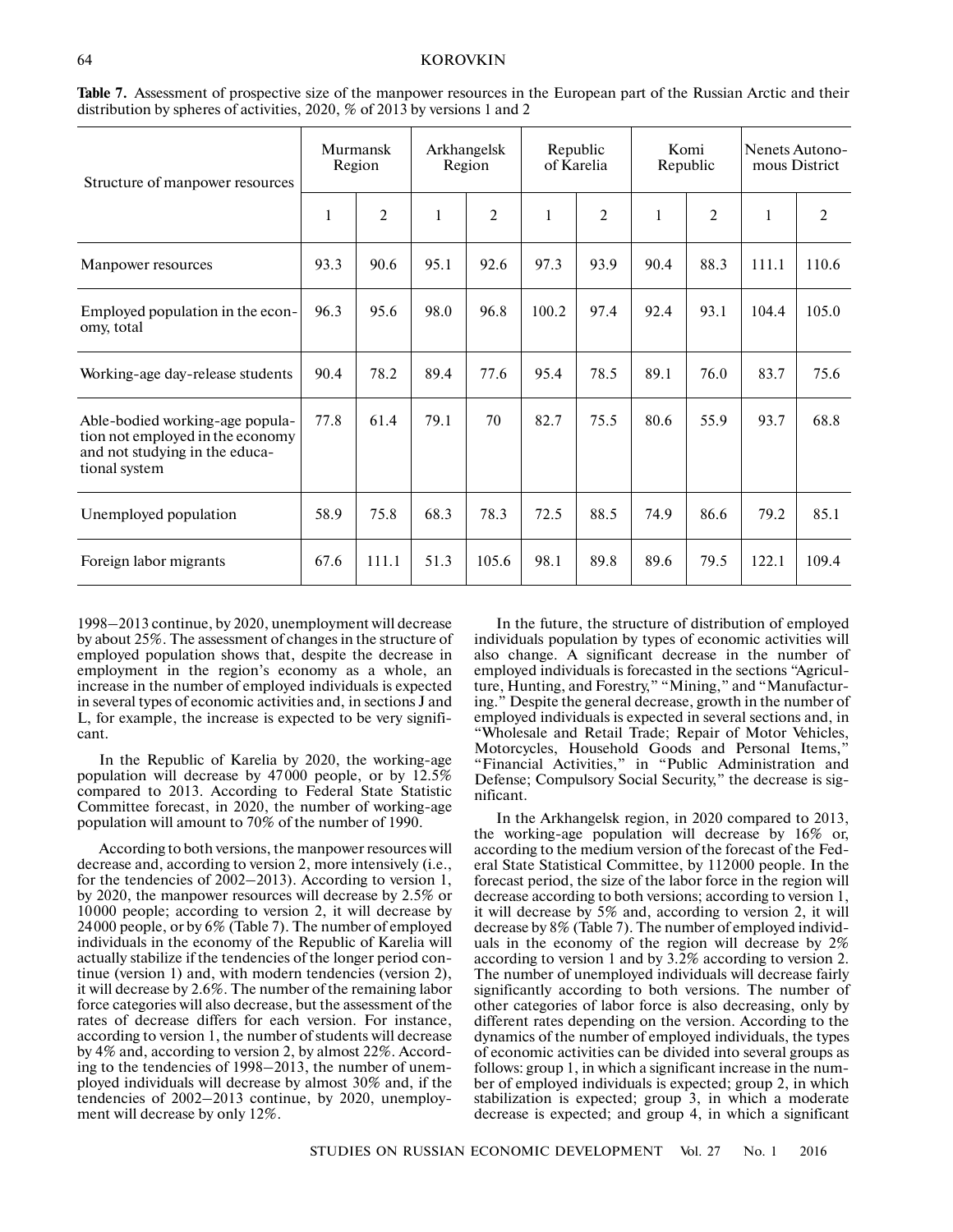**Table 7.** Assessment of prospective size of the manpower resources in the European part of the Russian Arctic and their distribution by spheres of activities, 2020, % of 2013 by versions 1 and 2

| Structure of manpower resources | Murmansk Region | | Arkhangelsk Region | | Republic of Karelia | | Komi Republic | | Nenets Autonomous District | |
|---|---|---|---|---|---|---|---|---|---|---|
| | 1 | 2 | 1 | 2 | 1 | 2 | 1 | 2 | 1 | 2 |
| Manpower resources | 93.3 | 90.6 | 95.1 | 92.6 | 97.3 | 93.9 | 90.4 | 88.3 | 111.1 | 110.6 |
| Employed population in the economy, total | 96.3 | 95.6 | 98.0 | 96.8 | 100.2 | 97.4 | 92.4 | 93.1 | 104.4 | 105.0 |
| Working-age day-release students | 90.4 | 78.2 | 89.4 | 77.6 | 95.4 | 78.5 | 89.1 | 76.0 | 83.7 | 75.6 |
| Able-bodied working-age population not employed in the economy and not studying in the educational system | 77.8 | 61.4 | 79.1 | 70 | 82.7 | 75.5 | 80.6 | 55.9 | 93.7 | 68.8 |
| Unemployed population | 58.9 | 75.8 | 68.3 | 78.3 | 72.5 | 88.5 | 74.9 | 86.6 | 79.2 | 85.1 |
| Foreign labor migrants | 67.6 | 111.1 | 51.3 | 105.6 | 98.1 | 89.8 | 89.6 | 79.5 | 122.1 | 109.4 |

1998–2013 continue, by 2020, unemployment will decrease by about 25%. The assessment of changes in the structure of employed population shows that, despite the decrease in employment in the region's economy as a whole, an increase in the number of employed individuals is expected in several types of economic activities and, in sections J and L, for example, the increase is expected to be very significant.

In the Republic of Karelia by 2020, the working-age population will decrease by 47000 people, or by 12.5% compared to 2013. According to Federal State Statistic Committee forecast, in 2020, the number of working-age population will amount to 70% of the number of 1990.

According to both versions, the manpower resources will decrease and, according to version 2, more intensively (i.e., for the tendencies of 2002–2013). According to version 1, by 2020, the manpower resources will decrease by 2.5% or 10000 people; according to version 2, it will decrease by 24000 people, or by 6% (Table 7). The number of employed individuals in the economy of the Republic of Karelia will actually stabilize if the tendencies of the longer period continue (version 1) and, with modern tendencies (version 2), it will decrease by 2.6%. The number of the remaining labor force categories will also decrease, but the assessment of the rates of decrease differs for each version. For instance, according to version 1, the number of students will decrease by 4% and, according to version 2, by almost 22%. According to the tendencies of 1998–2013, the number of unemployed individuals will decrease by almost 30% and, if the tendencies of 2002–2013 continue, by 2020, unemployment will decrease by only 12%.

In the future, the structure of distribution of employed individuals population by types of economic activities will also change. A significant decrease in the number of employed individuals is forecasted in the sections "Agriculture, Hunting, and Forestry," "Mining," and "Manufacturing." Despite the general decrease, growth in the number of employed individuals is expected in several sections and, in "Wholesale and Retail Trade; Repair of Motor Vehicles, Motorcycles, Household Goods and Personal Items," "Financial Activities," in "Public Administration and Defense; Compulsory Social Security," the decrease is significant.

In the Arkhangelsk region, in 2020 compared to 2013, the working-age population will decrease by 16% or, according to the medium version of the forecast of the Federal State Statistical Committee, by 112000 people. In the forecast period, the size of the labor force in the region will decrease according to both versions; according to version 1, it will decrease by 5% and, according to version 2, it will decrease by 8% (Table 7). The number of employed individuals in the economy of the region will decrease by 2% according to version 1 and by 3.2% according to version 2. The number of unemployed individuals will decrease fairly significantly according to both versions. The number of other categories of labor force is also decreasing, only by different rates depending on the version. According to the dynamics of the number of employed individuals, the types of economic activities can be divided into several groups as follows: group 1, in which a significant increase in the number of employed individuals is expected; group 2, in which stabilization is expected; group 3, in which a moderate decrease is expected; and group 4, in which a significant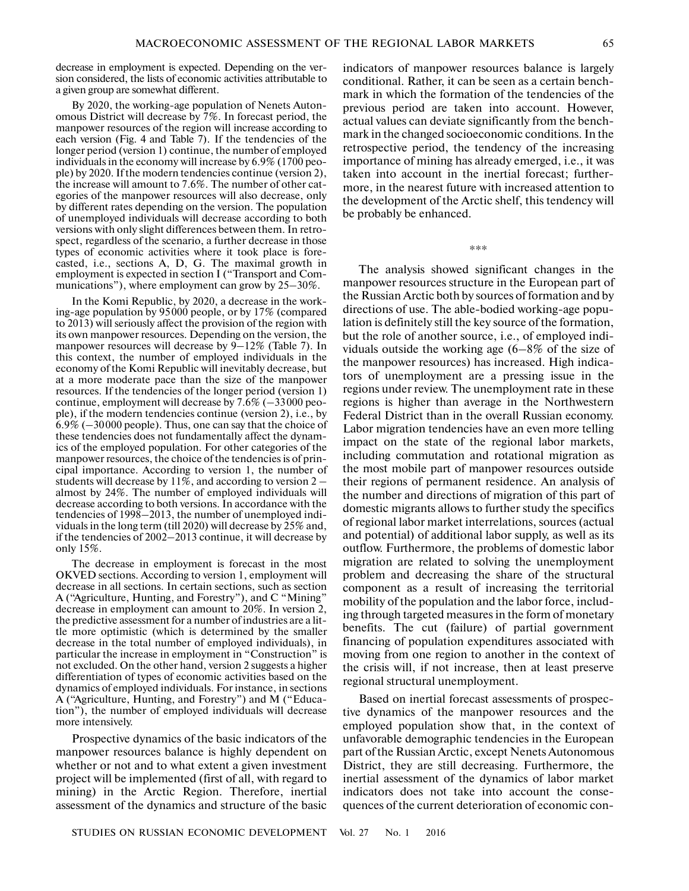decrease in employment is expected. Depending on the version considered, the lists of economic activities attributable to a given group are somewhat different.

By 2020, the working-age population of Nenets Autonomous District will decrease by 7%. In forecast period, the manpower resources of the region will increase according to each version (Fig. 4 and Table 7). If the tendencies of the longer period (version 1) continue, the number of employed individuals in the economy will increase by 6.9% (1700 people) by 2020. If the modern tendencies continue (version 2), the increase will amount to 7.6%. The number of other categories of the manpower resources will also decrease, only by different rates depending on the version. The population of unemployed individuals will decrease according to both versions with only slight differences between them. In retrospect, regardless of the scenario, a further decrease in those types of economic activities where it took place is forecasted, i.e., sections A, D, G. The maximal growth in employment is expected in section I ("Transport and Communications"), where employment can grow by 25–30%.

In the Komi Republic, by 2020, a decrease in the working-age population by 95000 people, or by 17% (compared to 2013) will seriously affect the provision of the region with its own manpower resources. Depending on the version, the manpower resources will decrease by 9–12% (Table 7). In this context, the number of employed individuals in the economy of the Komi Republic will inevitably decrease, but at a more moderate pace than the size of the manpower resources. If the tendencies of the longer period (version 1) continue, employment will decrease by 7.6% (–33000 people), if the modern tendencies continue (version 2), i.e., by 6.9% (–30000 people). Thus, one can say that the choice of these tendencies does not fundamentally affect the dynamics of the employed population. For other categories of the manpower resources, the choice of the tendencies is of principal importance. According to version 1, the number of students will decrease by 11%, and according to version 2 – almost by 24%. The number of employed individuals will decrease according to both versions. In accordance with the tendencies of 1998–2013, the number of unemployed individuals in the long term (till 2020) will decrease by 25% and, if the tendencies of 2002–2013 continue, it will decrease by only 15%.

The decrease in employment is forecast in the most OKVED sections. According to version 1, employment will decrease in all sections. In certain sections, such as section A ("Agriculture, Hunting, and Forestry"), and C "Mining" decrease in employment can amount to 20%. In version 2, the predictive assessment for a number of industries are a little more optimistic (which is determined by the smaller decrease in the total number of employed individuals), in particular the increase in employment in "Construction" is not excluded. On the other hand, version 2 suggests a higher differentiation of types of economic activities based on the dynamics of employed individuals. For instance, in sections A ("Agriculture, Hunting, and Forestry") and M ("Education"), the number of employed individuals will decrease more intensively.

Prospective dynamics of the basic indicators of the manpower resources balance is highly dependent on whether or not and to what extent a given investment project will be implemented (first of all, with regard to mining) in the Arctic Region. Therefore, inertial assessment of the dynamics and structure of the basic indicators of manpower resources balance is largely conditional. Rather, it can be seen as a certain benchmark in which the formation of the tendencies of the previous period are taken into account. However, actual values can deviate significantly from the benchmark in the changed socioeconomic conditions. In the retrospective period, the tendency of the increasing importance of mining has already emerged, i.e., it was taken into account in the inertial forecast; furthermore, in the nearest future with increased attention to the development of the Arctic shelf, this tendency will be probably be enhanced.

\*\*\*

The analysis showed significant changes in the manpower resources structure in the European part of the Russian Arctic both by sources of formation and by directions of use. The able-bodied working-age population is definitely still the key source of the formation, but the role of another source, i.e., of employed individuals outside the working age (6–8% of the size of the manpower resources) has increased. High indicators of unemployment are a pressing issue in the regions under review. The unemployment rate in these regions is higher than average in the Northwestern Federal District than in the overall Russian economy. Labor migration tendencies have an even more telling impact on the state of the regional labor markets, including commutation and rotational migration as the most mobile part of manpower resources outside their regions of permanent residence. An analysis of the number and directions of migration of this part of domestic migrants allows to further study the specifics of regional labor market interrelations, sources (actual and potential) of additional labor supply, as well as its outflow. Furthermore, the problems of domestic labor migration are related to solving the unemployment problem and decreasing the share of the structural component as a result of increasing the territorial mobility of the population and the labor force, including through targeted measures in the form of monetary benefits. The cut (failure) of partial government financing of population expenditures associated with moving from one region to another in the context of the crisis will, if not increase, then at least preserve regional structural unemployment.

Based on inertial forecast assessments of prospective dynamics of the manpower resources and the employed population show that, in the context of unfavorable demographic tendencies in the European part of the Russian Arctic, except Nenets Autonomous District, they are still decreasing. Furthermore, the inertial assessment of the dynamics of labor market indicators does not take into account the consequences of the current deterioration of economic con-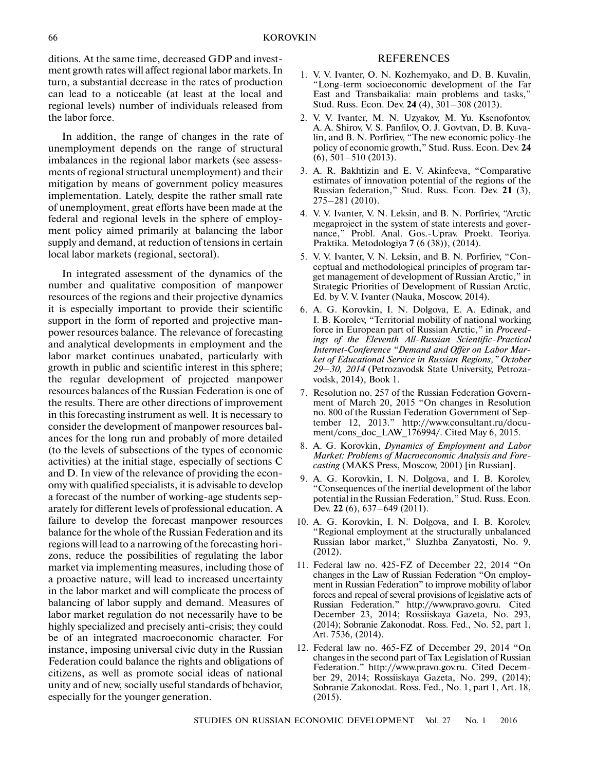ditions. At the same time, decreased GDP and investment growth rates will affect regional labor markets. In turn, a substantial decrease in the rates of production can lead to a noticeable (at least at the local and regional levels) number of individuals released from the labor force.

In addition, the range of changes in the rate of unemployment depends on the range of structural imbalances in the regional labor markets (see assessments of regional structural unemployment) and their mitigation by means of government policy measures implementation. Lately, despite the rather small rate of unemployment, great efforts have been made at the federal and regional levels in the sphere of employment policy aimed primarily at balancing the labor supply and demand, at reduction of tensions in certain local labor markets (regional, sectoral).

In integrated assessment of the dynamics of the number and qualitative composition of manpower resources of the regions and their projective dynamics it is especially important to provide their scientific support in the form of reported and projective manpower resources balance. The relevance of forecasting and analytical developments in employment and the labor market continues unabated, particularly with growth in public and scientific interest in this sphere; the regular development of projected manpower resources balances of the Russian Federation is one of the results. There are other directions of improvement in this forecasting instrument as well. It is necessary to consider the development of manpower resources balances for the long run and probably of more detailed (to the levels of subsections of the types of economic activities) at the initial stage, especially of sections C and D. In view of the relevance of providing the economy with qualified specialists, it is advisable to develop a forecast of the number of working-age students separately for different levels of professional education. A failure to develop the forecast manpower resources balance for the whole of the Russian Federation and its regions will lead to a narrowing of the forecasting horizons, reduce the possibilities of regulating the labor market via implementing measures, including those of a proactive nature, will lead to increased uncertainty in the labor market and will complicate the process of balancing of labor supply and demand. Measures of labor market regulation do not necessarily have to be highly specialized and precisely anti-crisis; they could be of an integrated macroeconomic character. For instance, imposing universal civic duty in the Russian Federation could balance the rights and obligations of citizens, as well as promote social ideas of national unity and of new, socially useful standards of behavior, especially for the younger generation.

## REFERENCES

1. V. V. Ivanter, O. N. Kozhemyako, and D. B. Kuvalin, "Long-term socioeconomic development of the Far East and Transbaikalia: main problems and tasks," Stud. Russ. Econ. Dev. **24** (4), 301–308 (2013).
2. V. V. Ivanter, M. N. Uzyakov, M. Yu. Ksenofontov, A. A. Shirov, V. S. Panfilov, O. J. Govtvan, D. B. Kuvalin, and B. N. Porfiriev, "The new economic policy-the policy of economic growth," Stud. Russ. Econ. Dev. **24** (6), 501–510 (2013).
3. A. R. Bakhtizin and E. V. Akinfeeva, "Comparative estimates of innovation potential of the regions of the Russian federation," Stud. Russ. Econ. Dev. **21** (3), 275–281 (2010).
4. V. V. Ivanter, V. N. Leksin, and B. N. Porfiriev, "Arctic megaproject in the system of state interests and governance," Probl. Anal. Gos.-Uprav. Proekt. Teoriya. Praktika. Metodologiya **7** (6 (38)), (2014).
5. V. V. Ivanter, V. N. Leksin, and B. N. Porfiriev, "Conceptual and methodological principles of program target management of development of Russian Arctic," in Strategic Priorities of Development of Russian Arctic, Ed. by V. V. Ivanter (Nauka, Moscow, 2014).
6. A. G. Korovkin, I. N. Dolgova, E. A. Edinak, and I. B. Korolev, "Territorial mobility of national working force in European part of Russian Arctic," in *Proceedings of the Eleventh All-Russian Scientific-Practical Internet-Conference "Demand and Offer on Labor Market of Educational Service in Russian Regions," October 29–30, 2014* (Petrozavodsk State University, Petrozavodsk, 2014), Book 1.
7. Resolution no. 257 of the Russian Federation Government of March 20, 2015 "On changes in Resolution no. 800 of the Russian Federation Government of September 12, 2013." http://www.consultant.ru/document/cons_doc_LAW_176994/. Cited May 6, 2015.
8. A. G. Korovkin, *Dynamics of Employment and Labor Market: Problems of Macroeconomic Analysis and Forecasting* (MAKS Press, Moscow, 2001) [in Russian].
9. A. G. Korovkin, I. N. Dolgova, and I. B. Korolev, "Consequences of the inertial development of the labor potential in the Russian Federation," Stud. Russ. Econ. Dev. **22** (6), 637–649 (2011).
10. A. G. Korovkin, I. N. Dolgova, and I. B. Korolev, "Regional employment at the structurally unbalanced Russian labor market," Sluzhba Zanyatosti, No. 9, (2012).
11. Federal law no. 425-FZ of December 22, 2014 "On changes in the Law of Russian Federation "On employment in Russian Federation" to improve mobility of labor forces and repeal of several provisions of legislative acts of Russian Federation." http://www.pravo.gov.ru. Cited December 23, 2014; Rossiiskaya Gazeta, No. 293, (2014); Sobranie Zakonodat. Ross. Fed., No. 52, part 1, Art. 7536, (2014).
12. Federal law no. 465-FZ of December 29, 2014 "On changes in the second part of Tax Legislation of Russian Federation." http://www.pravo.gov.ru. Cited December 29, 2014; Rossiiskaya Gazeta, No. 299, (2014); Sobranie Zakonodat. Ross. Fed., No. 1, part 1, Art. 18, (2015).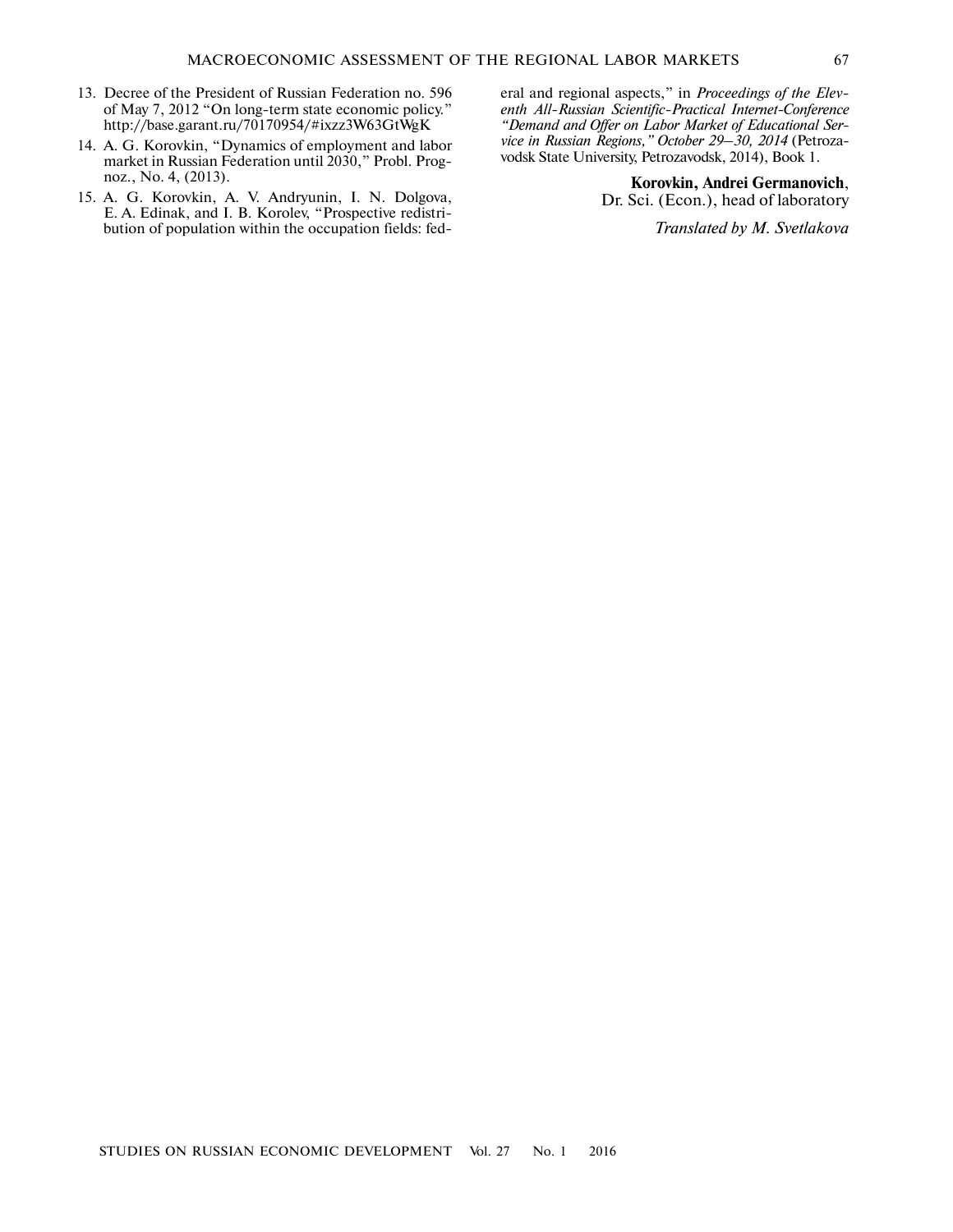13. Decree of the President of Russian Federation no. 596 of May 7, 2012 "On long-term state economic policy." http://base.garant.ru/70170954/#ixzz3W63GtWgK
14. A. G. Korovkin, "Dynamics of employment and labor market in Russian Federation until 2030," Probl. Prognoz., No. 4, (2013).
15. A. G. Korovkin, A. V. Andryunin, I. N. Dolgova, E. A. Edinak, and I. B. Korolev, "Prospective redistribution of population within the occupation fields: federal and regional aspects," in *Proceedings of the Eleventh All-Russian Scientific-Practical Internet-Conference "Demand and Offer on Labor Market of Educational Service in Russian Regions," October 29–30, 2014* (Petrozavodsk State University, Petrozavodsk, 2014), Book 1.

**Korovkin, Andrei Germanovich**,
Dr. Sci. (Econ.), head of laboratory

*Translated by M. Svetlakova*